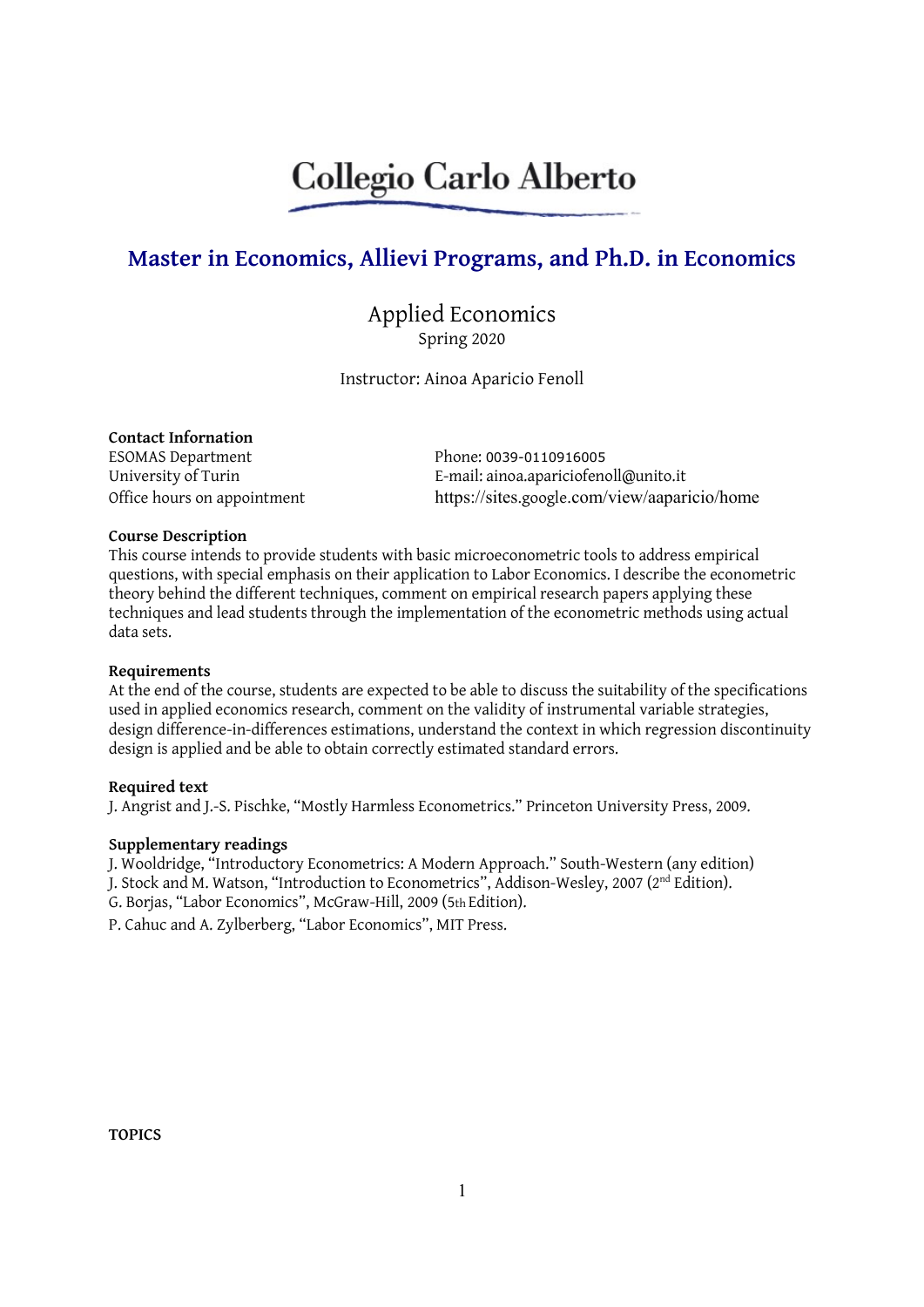# Collegio Carlo Alberto

## Master in Economics, Allievi Programs, and Ph.D. in Economics

### Applied Economics

Spring 2020

Instructor: Ainoa Aparicio Fenoll

**Contact Information**

ESOMAS Department
University of Turin
Office hours on appointment

Phone: 0039-0110916005
E-mail: ainoa.apariciofenoll@unito.it
https://sites.google.com/view/aaparicio/home

**Course Description**

This course intends to provide students with basic microeconometric tools to address empirical questions, with special emphasis on their application to Labor Economics. I describe the econometric theory behind the different techniques, comment on empirical research papers applying these techniques and lead students through the implementation of the econometric methods using actual data sets.

**Requirements**

At the end of the course, students are expected to be able to discuss the suitability of the specifications used in applied economics research, comment on the validity of instrumental variable strategies, design difference-in-differences estimations, understand the context in which regression discontinuity design is applied and be able to obtain correctly estimated standard errors.

**Required text**

J. Angrist and J.-S. Pischke, "Mostly Harmless Econometrics." Princeton University Press, 2009.

**Supplementary readings**

J. Wooldridge, "Introductory Econometrics: A Modern Approach." South-Western (any edition)
J. Stock and M. Watson, "Introduction to Econometrics", Addison-Wesley, 2007 (2nd Edition).
G. Borjas, "Labor Economics", McGraw-Hill, 2009 (5th Edition).
P. Cahuc and A. Zylberberg, "Labor Economics", MIT Press.

**TOPICS**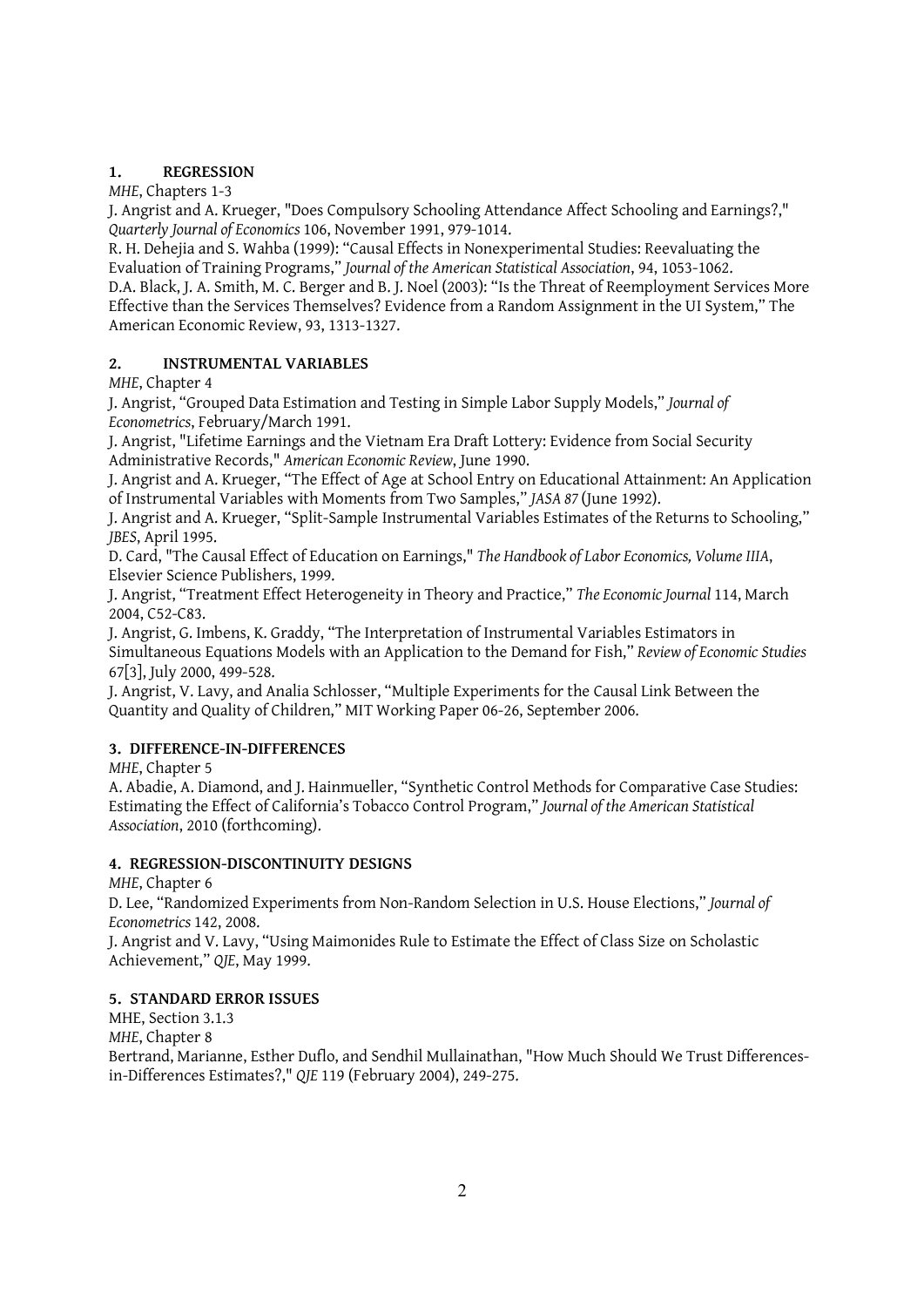## 1. REGRESSION

*MHE*, Chapters 1-3

J. Angrist and A. Krueger, "Does Compulsory Schooling Attendance Affect Schooling and Earnings?," *Quarterly Journal of Economics* 106, November 1991, 979-1014.

R. H. Dehejia and S. Wahba (1999): "Causal Effects in Nonexperimental Studies: Reevaluating the Evaluation of Training Programs," *Journal of the American Statistical Association*, 94, 1053-1062.

D.A. Black, J. A. Smith, M. C. Berger and B. J. Noel (2003): "Is the Threat of Reemployment Services More Effective than the Services Themselves? Evidence from a Random Assignment in the UI System," The American Economic Review, 93, 1313-1327.

## 2. INSTRUMENTAL VARIABLES

*MHE*, Chapter 4

J. Angrist, "Grouped Data Estimation and Testing in Simple Labor Supply Models," *Journal of Econometrics*, February/March 1991.

J. Angrist, "Lifetime Earnings and the Vietnam Era Draft Lottery: Evidence from Social Security Administrative Records," *American Economic Review*, June 1990.

J. Angrist and A. Krueger, "The Effect of Age at School Entry on Educational Attainment: An Application of Instrumental Variables with Moments from Two Samples," *JASA 87* (June 1992).

J. Angrist and A. Krueger, "Split-Sample Instrumental Variables Estimates of the Returns to Schooling," *JBES*, April 1995.

D. Card, "The Causal Effect of Education on Earnings," *The Handbook of Labor Economics, Volume IIIA*, Elsevier Science Publishers, 1999.

J. Angrist, "Treatment Effect Heterogeneity in Theory and Practice," *The Economic Journal* 114, March 2004, C52-C83.

J. Angrist, G. Imbens, K. Graddy, "The Interpretation of Instrumental Variables Estimators in Simultaneous Equations Models with an Application to the Demand for Fish," *Review of Economic Studies* 67[3], July 2000, 499-528.

J. Angrist, V. Lavy, and Analia Schlosser, "Multiple Experiments for the Causal Link Between the Quantity and Quality of Children," MIT Working Paper 06-26, September 2006.

## 3. DIFFERENCE-IN-DIFFERENCES

*MHE*, Chapter 5

A. Abadie, A. Diamond, and J. Hainmueller, "Synthetic Control Methods for Comparative Case Studies: Estimating the Effect of California's Tobacco Control Program," *Journal of the American Statistical Association*, 2010 (forthcoming).

## 4. REGRESSION-DISCONTINUITY DESIGNS

*MHE*, Chapter 6

D. Lee, "Randomized Experiments from Non-Random Selection in U.S. House Elections," *Journal of Econometrics* 142, 2008.

J. Angrist and V. Lavy, "Using Maimonides Rule to Estimate the Effect of Class Size on Scholastic Achievement," *QJE*, May 1999.

## 5. STANDARD ERROR ISSUES

MHE, Section 3.1.3

*MHE*, Chapter 8

Bertrand, Marianne, Esther Duflo, and Sendhil Mullainathan, "How Much Should We Trust Differences-in-Differences Estimates?," *QJE* 119 (February 2004), 249-275.